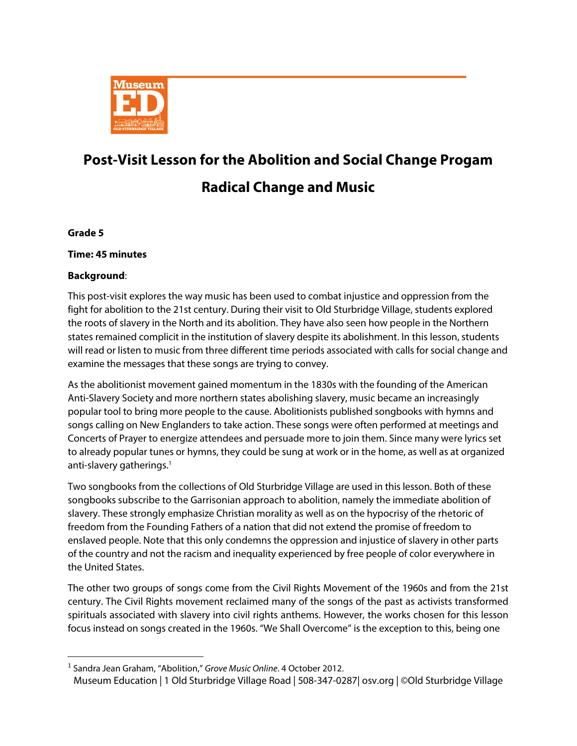# Post-Visit Lesson for the Abolition and Social Change Progam

## Radical Change and Music

**Grade 5**

**Time: 45 minutes**

**Background**:

This post-visit explores the way music has been used to combat injustice and oppression from the fight for abolition to the 21st century. During their visit to Old Sturbridge Village, students explored the roots of slavery in the North and its abolition. They have also seen how people in the Northern states remained complicit in the institution of slavery despite its abolishment. In this lesson, students will read or listen to music from three different time periods associated with calls for social change and examine the messages that these songs are trying to convey.

As the abolitionist movement gained momentum in the 1830s with the founding of the American Anti-Slavery Society and more northern states abolishing slavery, music became an increasingly popular tool to bring more people to the cause. Abolitionists published songbooks with hymns and songs calling on New Englanders to take action. These songs were often performed at meetings and Concerts of Prayer to energize attendees and persuade more to join them. Since many were lyrics set to already popular tunes or hymns, they could be sung at work or in the home, as well as at organized anti-slavery gatherings.[1]

Two songbooks from the collections of Old Sturbridge Village are used in this lesson. Both of these songbooks subscribe to the Garrisonian approach to abolition, namely the immediate abolition of slavery. These strongly emphasize Christian morality as well as on the hypocrisy of the rhetoric of freedom from the Founding Fathers of a nation that did not extend the promise of freedom to enslaved people. Note that this only condemns the oppression and injustice of slavery in other parts of the country and not the racism and inequality experienced by free people of color everywhere in the United States.

The other two groups of songs come from the Civil Rights Movement of the 1960s and from the 21st century. The Civil Rights movement reclaimed many of the songs of the past as activists transformed spirituals associated with slavery into civil rights anthems. However, the works chosen for this lesson focus instead on songs created in the 1960s. "We Shall Overcome" is the exception to this, being one

[1] Sandra Jean Graham, "Abolition," *Grove Music Online*. 4 October 2012.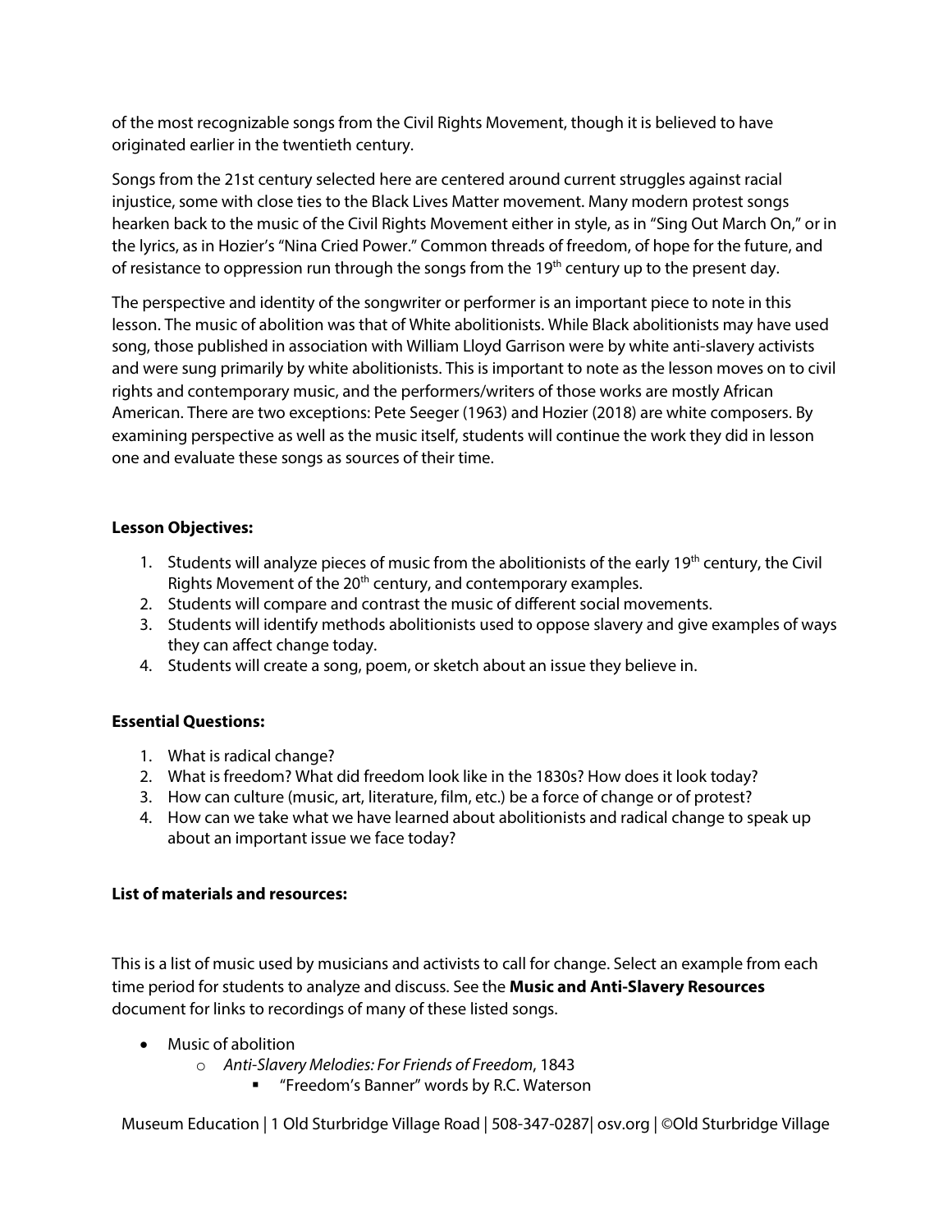of the most recognizable songs from the Civil Rights Movement, though it is believed to have originated earlier in the twentieth century.

Songs from the 21st century selected here are centered around current struggles against racial injustice, some with close ties to the Black Lives Matter movement. Many modern protest songs hearken back to the music of the Civil Rights Movement either in style, as in "Sing Out March On," or in the lyrics, as in Hozier's "Nina Cried Power." Common threads of freedom, of hope for the future, and of resistance to oppression run through the songs from the 19th century up to the present day.

The perspective and identity of the songwriter or performer is an important piece to note in this lesson. The music of abolition was that of White abolitionists. While Black abolitionists may have used song, those published in association with William Lloyd Garrison were by white anti-slavery activists and were sung primarily by white abolitionists. This is important to note as the lesson moves on to civil rights and contemporary music, and the performers/writers of those works are mostly African American. There are two exceptions: Pete Seeger (1963) and Hozier (2018) are white composers. By examining perspective as well as the music itself, students will continue the work they did in lesson one and evaluate these songs as sources of their time.

**Lesson Objectives:**

1. Students will analyze pieces of music from the abolitionists of the early 19th century, the Civil Rights Movement of the 20th century, and contemporary examples.
2. Students will compare and contrast the music of different social movements.
3. Students will identify methods abolitionists used to oppose slavery and give examples of ways they can affect change today.
4. Students will create a song, poem, or sketch about an issue they believe in.

**Essential Questions:**

1. What is radical change?
2. What is freedom? What did freedom look like in the 1830s? How does it look today?
3. How can culture (music, art, literature, film, etc.) be a force of change or of protest?
4. How can we take what we have learned about abolitionists and radical change to speak up about an important issue we face today?

**List of materials and resources:**

This is a list of music used by musicians and activists to call for change. Select an example from each time period for students to analyze and discuss. See the **Music and Anti-Slavery Resources** document for links to recordings of many of these listed songs.

- Music of abolition
  - *Anti-Slavery Melodies: For Friends of Freedom*, 1843
    - "Freedom's Banner" words by R.C. Waterson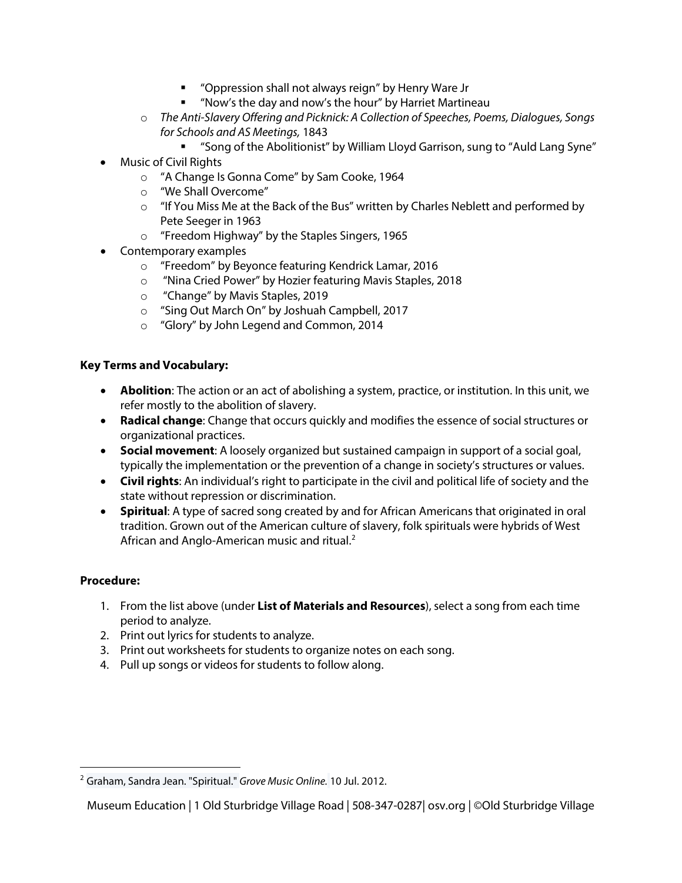- "Oppression shall not always reign" by Henry Ware Jr
        - "Now's the day and now's the hour" by Harriet Martineau
    - *The Anti-Slavery Offering and Picknick: A Collection of Speeches, Poems, Dialogues, Songs for Schools and AS Meetings,* 1843
        - "Song of the Abolitionist" by William Lloyd Garrison, sung to "Auld Lang Syne"
- Music of Civil Rights
    - "A Change Is Gonna Come" by Sam Cooke, 1964
    - "We Shall Overcome"
    - "If You Miss Me at the Back of the Bus" written by Charles Neblett and performed by Pete Seeger in 1963
    - "Freedom Highway" by the Staples Singers, 1965
- Contemporary examples
    - "Freedom" by Beyonce featuring Kendrick Lamar, 2016
    - "Nina Cried Power" by Hozier featuring Mavis Staples, 2018
    - "Change" by Mavis Staples, 2019
    - "Sing Out March On" by Joshuah Campbell, 2017
    - "Glory" by John Legend and Common, 2014

**Key Terms and Vocabulary:**

- **Abolition**: The action or an act of abolishing a system, practice, or institution. In this unit, we refer mostly to the abolition of slavery.
- **Radical change**: Change that occurs quickly and modifies the essence of social structures or organizational practices.
- **Social movement**: A loosely organized but sustained campaign in support of a social goal, typically the implementation or the prevention of a change in society's structures or values.
- **Civil rights**: An individual's right to participate in the civil and political life of society and the state without repression or discrimination.
- **Spiritual**: A type of sacred song created by and for African Americans that originated in oral tradition. Grown out of the American culture of slavery, folk spirituals were hybrids of West African and Anglo-American music and ritual.[2]

**Procedure:**

1. From the list above (under **List of Materials and Resources**), select a song from each time period to analyze.
2. Print out lyrics for students to analyze.
3. Print out worksheets for students to organize notes on each song.
4. Pull up songs or videos for students to follow along.

[2] Graham, Sandra Jean. "Spiritual." *Grove Music Online.* 10 Jul. 2012.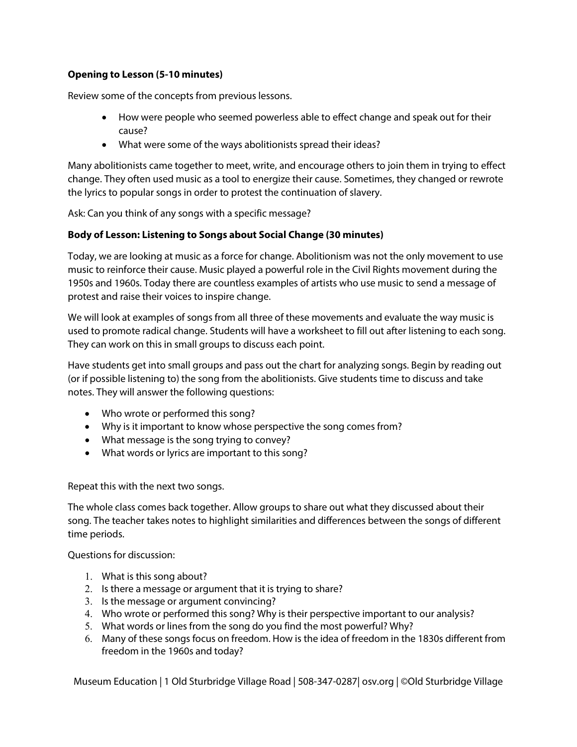**Opening to Lesson (5-10 minutes)**

Review some of the concepts from previous lessons.

- How were people who seemed powerless able to effect change and speak out for their cause?
- What were some of the ways abolitionists spread their ideas?

Many abolitionists came together to meet, write, and encourage others to join them in trying to effect change. They often used music as a tool to energize their cause. Sometimes, they changed or rewrote the lyrics to popular songs in order to protest the continuation of slavery.

Ask: Can you think of any songs with a specific message?

**Body of Lesson: Listening to Songs about Social Change (30 minutes)**

Today, we are looking at music as a force for change. Abolitionism was not the only movement to use music to reinforce their cause. Music played a powerful role in the Civil Rights movement during the 1950s and 1960s. Today there are countless examples of artists who use music to send a message of protest and raise their voices to inspire change.

We will look at examples of songs from all three of these movements and evaluate the way music is used to promote radical change. Students will have a worksheet to fill out after listening to each song. They can work on this in small groups to discuss each point.

Have students get into small groups and pass out the chart for analyzing songs. Begin by reading out (or if possible listening to) the song from the abolitionists. Give students time to discuss and take notes. They will answer the following questions:

- Who wrote or performed this song?
- Why is it important to know whose perspective the song comes from?
- What message is the song trying to convey?
- What words or lyrics are important to this song?

Repeat this with the next two songs.

The whole class comes back together. Allow groups to share out what they discussed about their song. The teacher takes notes to highlight similarities and differences between the songs of different time periods.

Questions for discussion:

1. What is this song about?
2. Is there a message or argument that it is trying to share?
3. Is the message or argument convincing?
4. Who wrote or performed this song? Why is their perspective important to our analysis?
5. What words or lines from the song do you find the most powerful? Why?
6. Many of these songs focus on freedom. How is the idea of freedom in the 1830s different from freedom in the 1960s and today?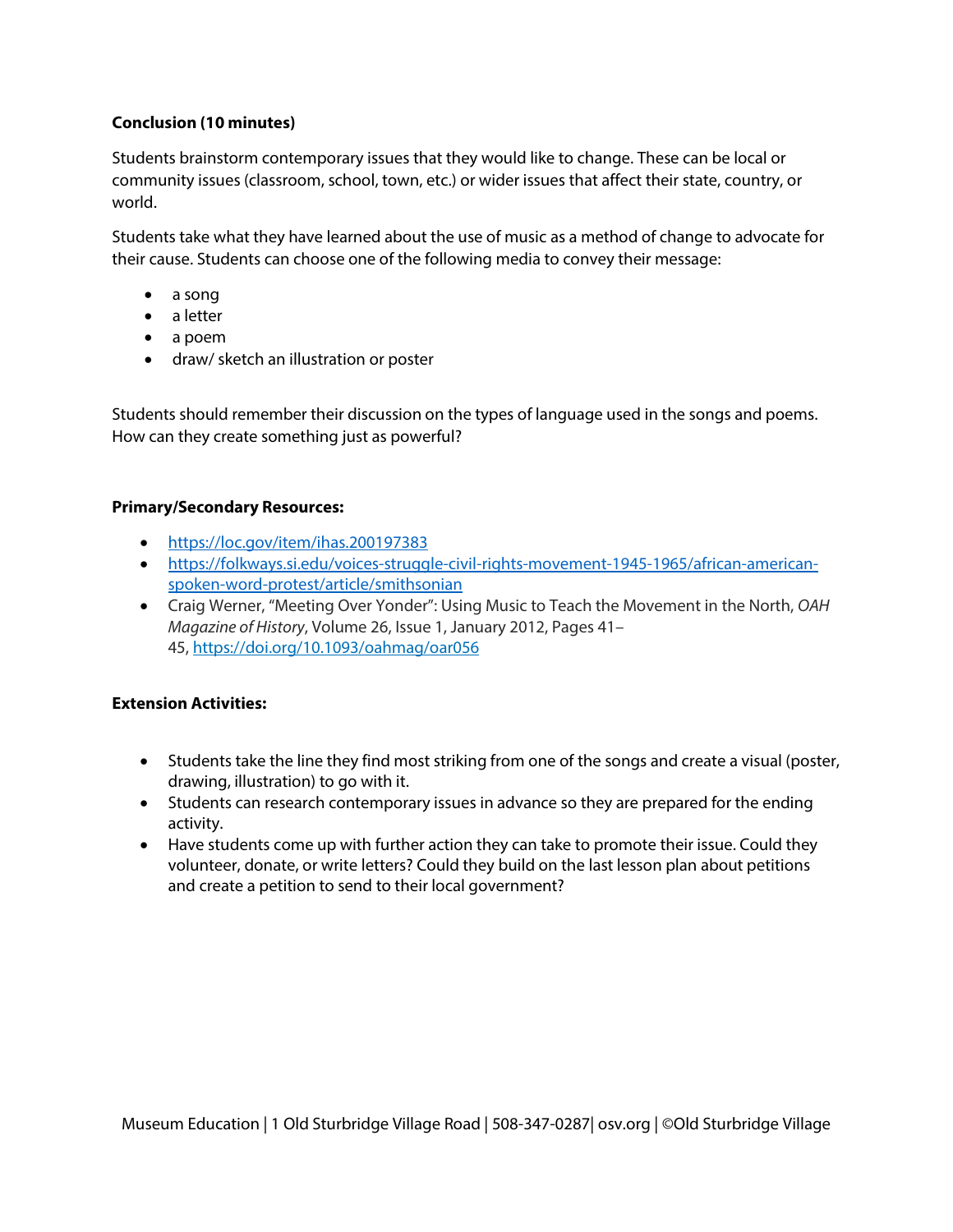**Conclusion (10 minutes)**

Students brainstorm contemporary issues that they would like to change. These can be local or community issues (classroom, school, town, etc.) or wider issues that affect their state, country, or world.

Students take what they have learned about the use of music as a method of change to advocate for their cause. Students can choose one of the following media to convey their message:

- a song
- a letter
- a poem
- draw/ sketch an illustration or poster

Students should remember their discussion on the types of language used in the songs and poems. How can they create something just as powerful?

**Primary/Secondary Resources:**

- https://loc.gov/item/ihas.200197383
- https://folkways.si.edu/voices-struggle-civil-rights-movement-1945-1965/african-american-spoken-word-protest/article/smithsonian
- Craig Werner, "Meeting Over Yonder": Using Music to Teach the Movement in the North, *OAH Magazine of History*, Volume 26, Issue 1, January 2012, Pages 41–45, https://doi.org/10.1093/oahmag/oar056

**Extension Activities:**

- Students take the line they find most striking from one of the songs and create a visual (poster, drawing, illustration) to go with it.
- Students can research contemporary issues in advance so they are prepared for the ending activity.
- Have students come up with further action they can take to promote their issue. Could they volunteer, donate, or write letters? Could they build on the last lesson plan about petitions and create a petition to send to their local government?